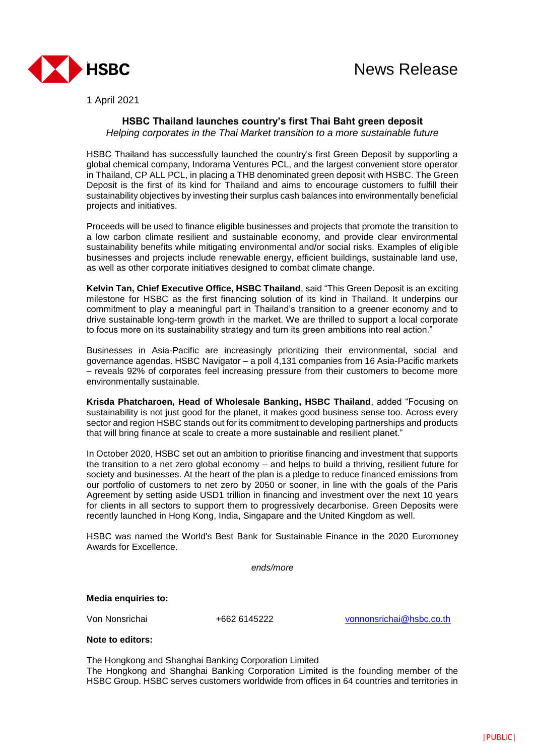HSBC

# News Release

1 April 2021

## HSBC Thailand launches country's first Thai Baht green deposit

*Helping corporates in the Thai Market transition to a more sustainable future*

HSBC Thailand has successfully launched the country's first Green Deposit by supporting a global chemical company, Indorama Ventures PCL, and the largest convenient store operator in Thailand, CP ALL PCL, in placing a THB denominated green deposit with HSBC. The Green Deposit is the first of its kind for Thailand and aims to encourage customers to fulfill their sustainability objectives by investing their surplus cash balances into environmentally beneficial projects and initiatives.

Proceeds will be used to finance eligible businesses and projects that promote the transition to a low carbon climate resilient and sustainable economy, and provide clear environmental sustainability benefits while mitigating environmental and/or social risks. Examples of eligible businesses and projects include renewable energy, efficient buildings, sustainable land use, as well as other corporate initiatives designed to combat climate change.

**Kelvin Tan, Chief Executive Office, HSBC Thailand**, said "This Green Deposit is an exciting milestone for HSBC as the first financing solution of its kind in Thailand. It underpins our commitment to play a meaningful part in Thailand's transition to a greener economy and to drive sustainable long-term growth in the market. We are thrilled to support a local corporate to focus more on its sustainability strategy and turn its green ambitions into real action."

Businesses in Asia-Pacific are increasingly prioritizing their environmental, social and governance agendas. HSBC Navigator – a poll 4,131 companies from 16 Asia-Pacific markets – reveals 92% of corporates feel increasing pressure from their customers to become more environmentally sustainable.

**Krisda Phatcharoen, Head of Wholesale Banking, HSBC Thailand**, added "Focusing on sustainability is not just good for the planet, it makes good business sense too. Across every sector and region HSBC stands out for its commitment to developing partnerships and products that will bring finance at scale to create a more sustainable and resilient planet."

In October 2020, HSBC set out an ambition to prioritise financing and investment that supports the transition to a net zero global economy – and helps to build a thriving, resilient future for society and businesses. At the heart of the plan is a pledge to reduce financed emissions from our portfolio of customers to net zero by 2050 or sooner, in line with the goals of the Paris Agreement by setting aside USD1 trillion in financing and investment over the next 10 years for clients in all sectors to support them to progressively decarbonise. Green Deposits were recently launched in Hong Kong, India, Singapare and the United Kingdom as well.

HSBC was named the World's Best Bank for Sustainable Finance in the 2020 Euromoney Awards for Excellence.

*ends/more*

**Media enquiries to:**

Von Nonsrichai    +662 6145222    vonnonsrichai@hsbc.co.th

**Note to editors:**

The Hongkong and Shanghai Banking Corporation Limited

The Hongkong and Shanghai Banking Corporation Limited is the founding member of the HSBC Group. HSBC serves customers worldwide from offices in 64 countries and territories in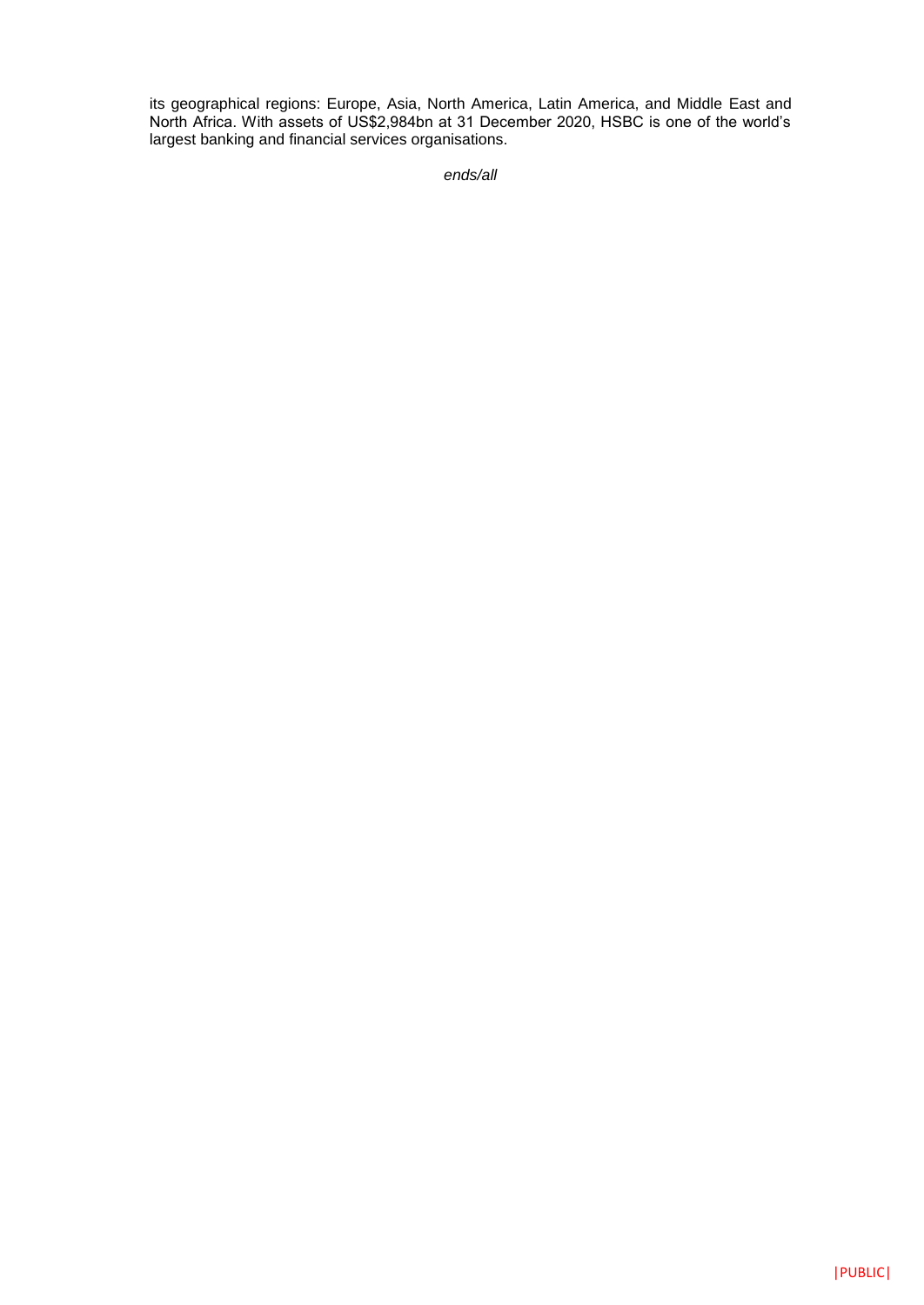its geographical regions: Europe, Asia, North America, Latin America, and Middle East and North Africa. With assets of US$2,984bn at 31 December 2020, HSBC is one of the world's largest banking and financial services organisations.

*ends/all*